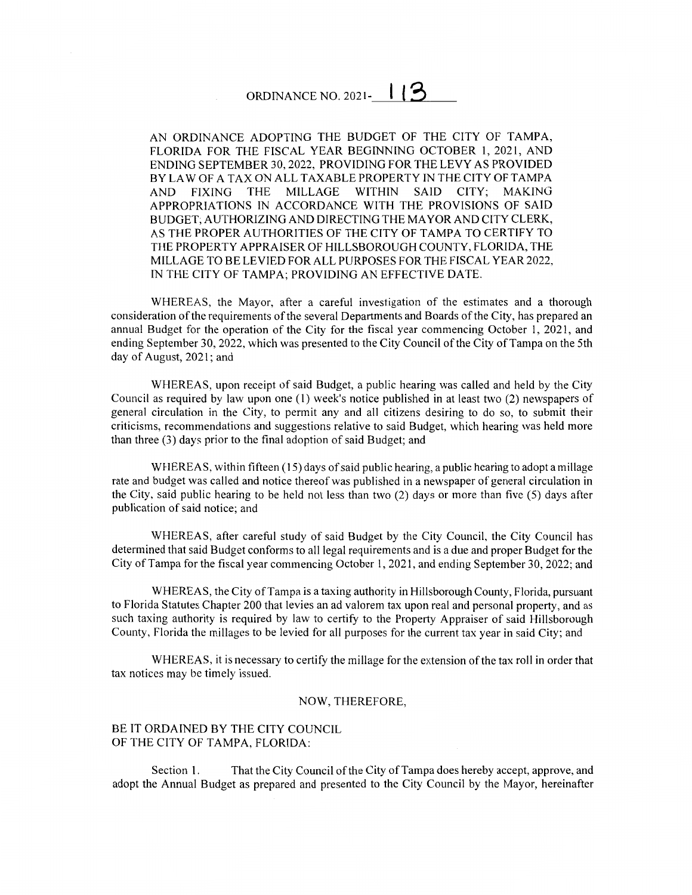# ORDINANCE NO. 2021-113

AN ORDINANCE ADOPTING THE BUDGET OF THE CITY OF TAMPA, FLORIDA FOR THE FISCAL YEAR BEGINNING OCTOBER 1, 2021, AND ENDING SEPTEMBER 30, 2022, PROVIDING FOR THE LEVY AS PROVIDED BY LAW OF A TAX ON ALL TAXABLE PROPERTY IN THE CITY OF TAMPA AND FIXING THE MILLAGE WITHIN SAID CITY; MAKING APPROPRIATIONS IN ACCORDANCE WITH THE PROVISIONS OF SAID BUDGET; AUTHORIZING AND DIRECTING THE MAYOR AND CITY CLERK, AS THE PROPER AUTHORITIES OF THE CITY OF TAMPA TO CERTIFY TO THE PROPERTY APPRAISER OF HILLSBOROUGH COUNTY, FLORIDA, THE MILLAGE TO BE LEVIED FOR ALL PURPOSES FOR THE FISCAL YEAR 2022, IN THE CITY OF TAMPA; PROVIDING AN EFFECTIVE DATE.

WHEREAS, the Mayor, after a careful investigation of the estimates and a thorough consideration of the requirements of the several Departments and Boards of the City, has prepared an annual Budget for the operation of the City for the fiscal year commencing October 1, 2021, and ending September 30, 2022, which was presented to the City Council of the City of Tampa on the 5th day of August, 2021; and

WHEREAS, upon receipt of said Budget, a public hearing was called and held by the City Council as required by law upon one (1) week's notice published in at least two (2) newspapers of general circulation in the City, to permit any and all citizens desiring to do so, to submit their criticisms, recommendations and suggestions relative to said Budget, which hearing was held more than three (3) days prior to the final adoption of said Budget; and

WHEREAS, within fifteen (15) days of said public hearing, a public hearing to adopt a millage rate and budget was called and notice thereof was published in a newspaper of general circulation in the City, said public hearing to be held not less than two (2) days or more than five (5) days after publication of said notice; and

WHEREAS, after careful study of said Budget by the City Council, the City Council has determined that said Budget conforms to all legal requirements and is a due and proper Budget for the City of Tampa for the fiscal year commencing October 1, 2021, and ending September 30, 2022; and

WHEREAS, the City of Tampa is a taxing authority in Hillsborough County, Florida, pursuant to Florida Statutes Chapter 200 that levies an ad valorem tax upon real and personal property, and as such taxing authority is required by law to certify to the Property Appraiser of said Hillsborough County, Florida the millages to be levied for all purposes for the current tax year in said City; and

WHEREAS, it is necessary to certify the millage for the extension of the tax roll in order that tax notices may be timely issued.

NOW, THEREFORE,

BE IT ORDAINED BY THE CITY COUNCIL OF THE CITY OF TAMPA, FLORIDA:

Section 1. That the City Council of the City of Tampa does hereby accept, approve, and adopt the Annual Budget as prepared and presented to the City Council by the Mayor, hereinafter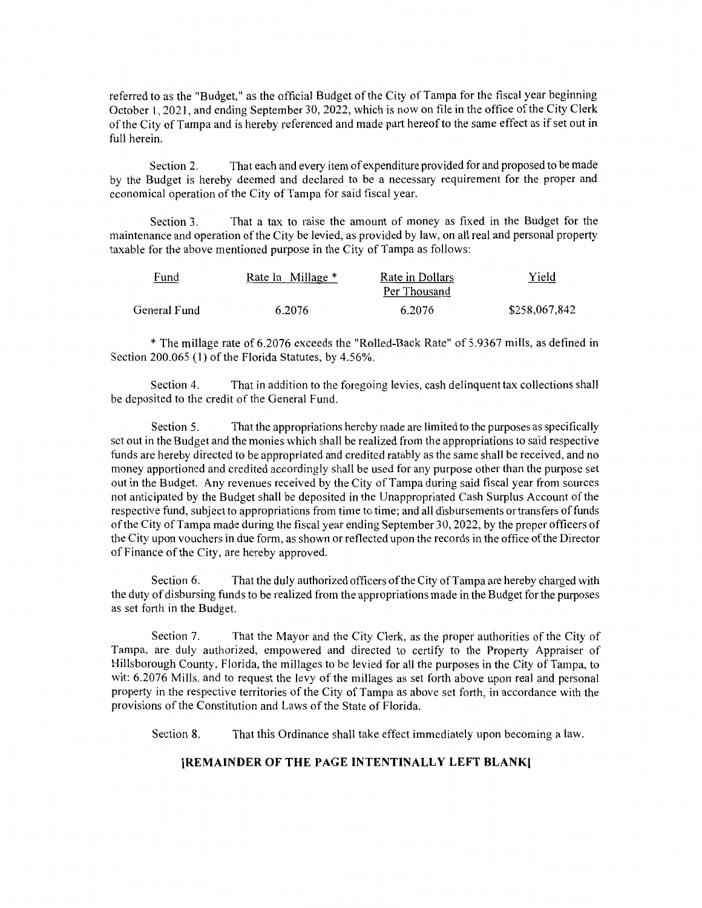referred to as the "Budget," as the official Budget of the City of Tampa for the fiscal year beginning October 1, 2021, and ending September 30, 2022, which is now on file in the office of the City Clerk of the City of Tampa and is hereby referenced and made part hereof to the same effect as if set out in full herein.

Section 2. That each and every item of expenditure provided for and proposed to be made by the Budget is hereby deemed and declared to be a necessary requirement for the proper and economical operation of the City of Tampa for said fiscal year.

Section 3. That a tax to raise the amount of money as fixed in the Budget for the maintenance and operation of the City be levied, as provided by law, on all real and personal property taxable for the above mentioned purpose in the City of Tampa as follows:

| Fund | Rate In Millage * | Rate in Dollars Per Thousand | Yield |
|---|---|---|---|
| General Fund | 6.2076 | 6.2076 | $258,067,842 |

* The millage rate of 6.2076 exceeds the "Rolled-Back Rate" of 5.9367 mills, as defined in Section 200.065 (1) of the Florida Statutes, by 4.56%.

Section 4. That in addition to the foregoing levies, cash delinquent tax collections shall be deposited to the credit of the General Fund.

Section 5. That the appropriations hereby made are limited to the purposes as specifically set out in the Budget and the monies which shall be realized from the appropriations to said respective funds are hereby directed to be appropriated and credited ratably as the same shall be received, and no money apportioned and credited accordingly shall be used for any purpose other than the purpose set out in the Budget. Any revenues received by the City of Tampa during said fiscal year from sources not anticipated by the Budget shall be deposited in the Unappropriated Cash Surplus Account of the respective fund, subject to appropriations from time to time; and all disbursements or transfers of funds of the City of Tampa made during the fiscal year ending September 30, 2022, by the proper officers of the City upon vouchers in due form, as shown or reflected upon the records in the office of the Director of Finance of the City, are hereby approved.

Section 6. That the duly authorized officers of the City of Tampa are hereby charged with the duty of disbursing funds to be realized from the appropriations made in the Budget for the purposes as set forth in the Budget.

Section 7. That the Mayor and the City Clerk, as the proper authorities of the City of Tampa, are duly authorized, empowered and directed to certify to the Property Appraiser of Hillsborough County, Florida, the millages to be levied for all the purposes in the City of Tampa, to wit: 6.2076 Mills, and to request the levy of the millages as set forth above upon real and personal property in the respective territories of the City of Tampa as above set forth, in accordance with the provisions of the Constitution and Laws of the State of Florida.

Section 8. That this Ordinance shall take effect immediately upon becoming a law.

**[REMAINDER OF THE PAGE INTENTINALLY LEFT BLANK]**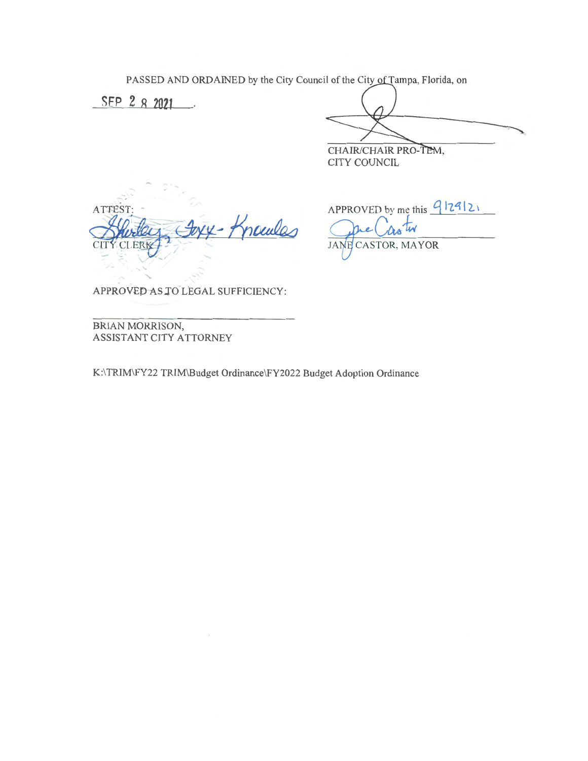PASSED AND ORDAINED by the City Council of the City of Tampa, Florida, on

SEP 2 8 2021.

_______________________________
CHAIR/CHAIR PRO-TEM,
CITY COUNCIL

ATTEST:

Shirley Foxx-Knowles
CITY CLERK

APPROVED by me this 9/29/21

Jane Castor
JANE CASTOR, MAYOR

APPROVED AS TO LEGAL SUFFICIENCY:

_______________________________
BRIAN MORRISON,
ASSISTANT CITY ATTORNEY

K:\TRIM\FY22 TRIM\Budget Ordinance\FY2022 Budget Adoption Ordinance